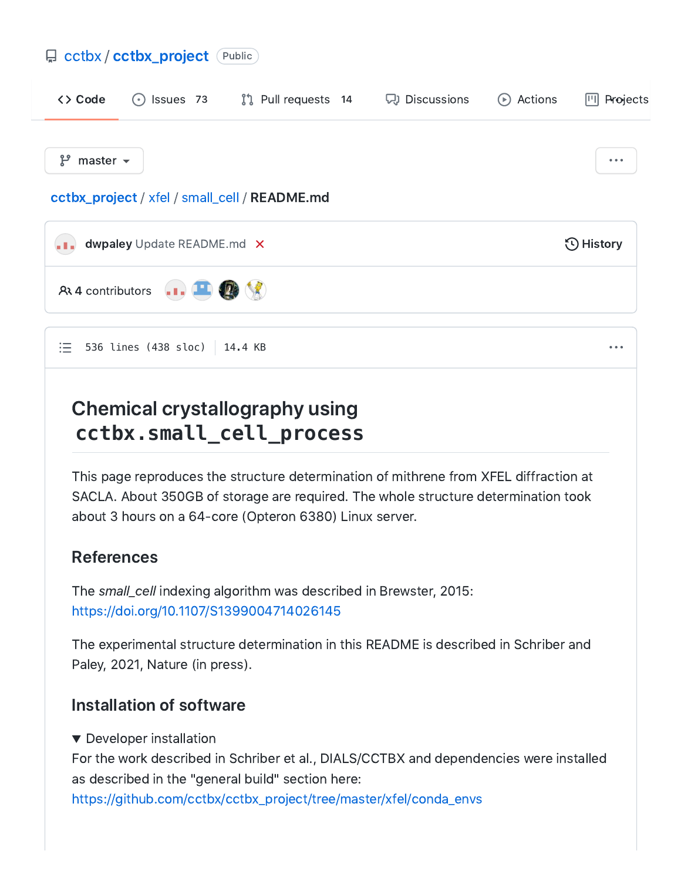cctbx / cctbx_project Public

Code | Issues 73 | Pull requests 14 | Discussions | Actions | Projects

master

cctbx_project / xfel / small_cell / README.md

dwpaley Update README.md

History

4 contributors

536 lines (438 sloc) | 14.4 KB

# Chemical crystallography using `cctbx.small_cell_process`

This page reproduces the structure determination of mithrene from XFEL diffraction at SACLA. About 350GB of storage are required. The whole structure determination took about 3 hours on a 64-core (Opteron 6380) Linux server.

## References

The *small_cell* indexing algorithm was described in Brewster, 2015: https://doi.org/10.1107/S1399004714026145

The experimental structure determination in this README is described in Schriber and Paley, 2021, Nature (in press).

## Installation of software

▼ Developer installation

For the work described in Schriber et al., DIALS/CCTBX and dependencies were installed as described in the "general build" section here: https://github.com/cctbx/cctbx_project/tree/master/xfel/conda_envs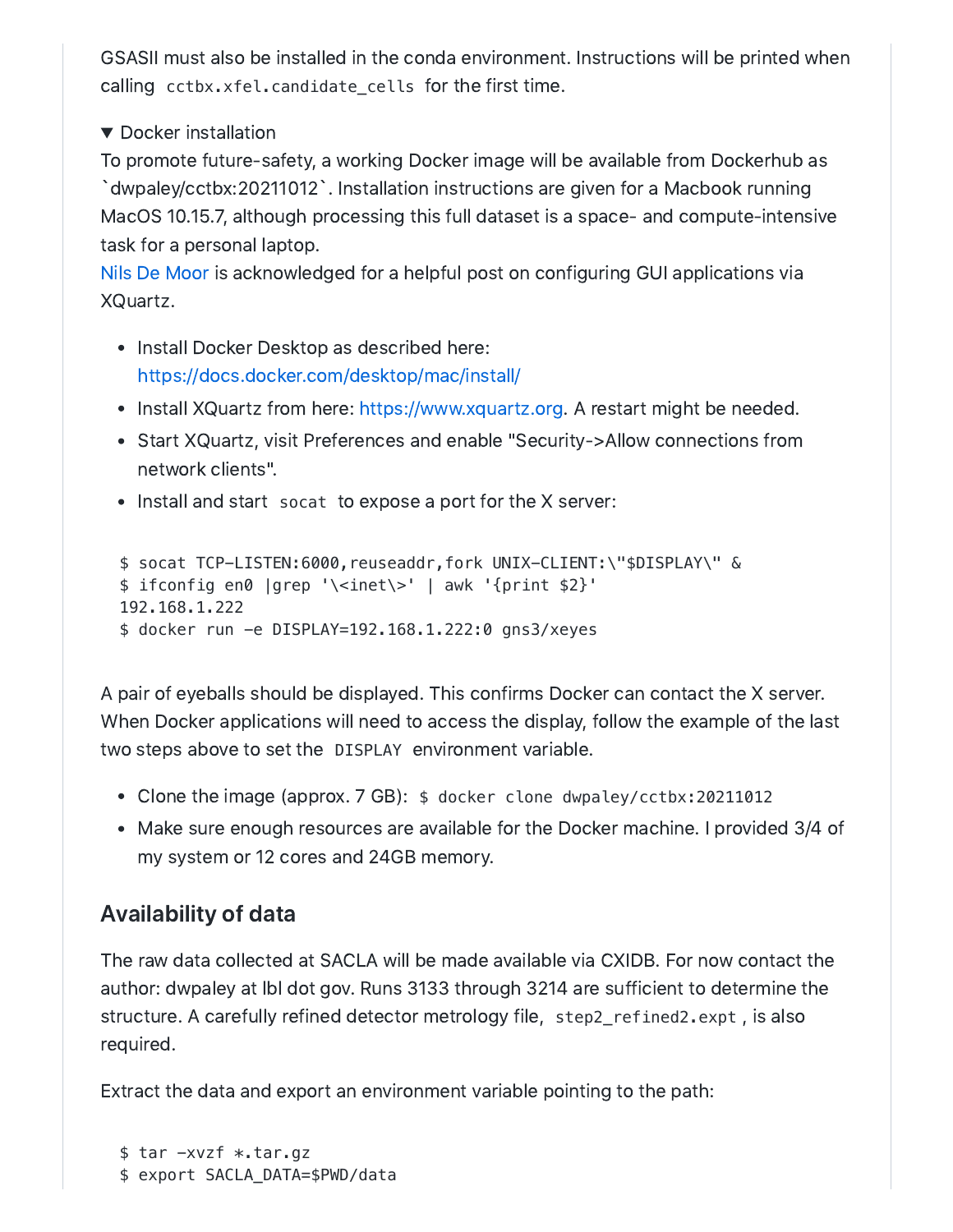GSASII must also be installed in the conda environment. Instructions will be printed when calling `cctbx.xfel.candidate_cells` for the first time.

▼ Docker installation

To promote future-safety, a working Docker image will be available from Dockerhub as `dwpaley/cctbx:20211012`. Installation instructions are given for a Macbook running MacOS 10.15.7, although processing this full dataset is a space- and compute-intensive task for a personal laptop.

Nils De Moor is acknowledged for a helpful post on configuring GUI applications via XQuartz.

- Install Docker Desktop as described here: https://docs.docker.com/desktop/mac/install/
- Install XQuartz from here: https://www.xquartz.org. A restart might be needed.
- Start XQuartz, visit Preferences and enable "Security->Allow connections from network clients".
- Install and start `socat` to expose a port for the X server:

```
$ socat TCP-LISTEN:6000,reuseaddr,fork UNIX-CLIENT:\"$DISPLAY\" &
$ ifconfig en0 |grep '\<inet\>' | awk '{print $2}'
192.168.1.222
$ docker run -e DISPLAY=192.168.1.222:0 gns3/xeyes
```

A pair of eyeballs should be displayed. This confirms Docker can contact the X server. When Docker applications will need to access the display, follow the example of the last two steps above to set the `DISPLAY` environment variable.

- Clone the image (approx. 7 GB): `$ docker clone dwpaley/cctbx:20211012`
- Make sure enough resources are available for the Docker machine. I provided 3/4 of my system or 12 cores and 24GB memory.

## Availability of data

The raw data collected at SACLA will be made available via CXIDB. For now contact the author: dwpaley at lbl dot gov. Runs 3133 through 3214 are sufficient to determine the structure. A carefully refined detector metrology file, `step2_refined2.expt`, is also required.

Extract the data and export an environment variable pointing to the path:

```
$ tar -xvzf *.tar.gz
$ export SACLA_DATA=$PWD/data
```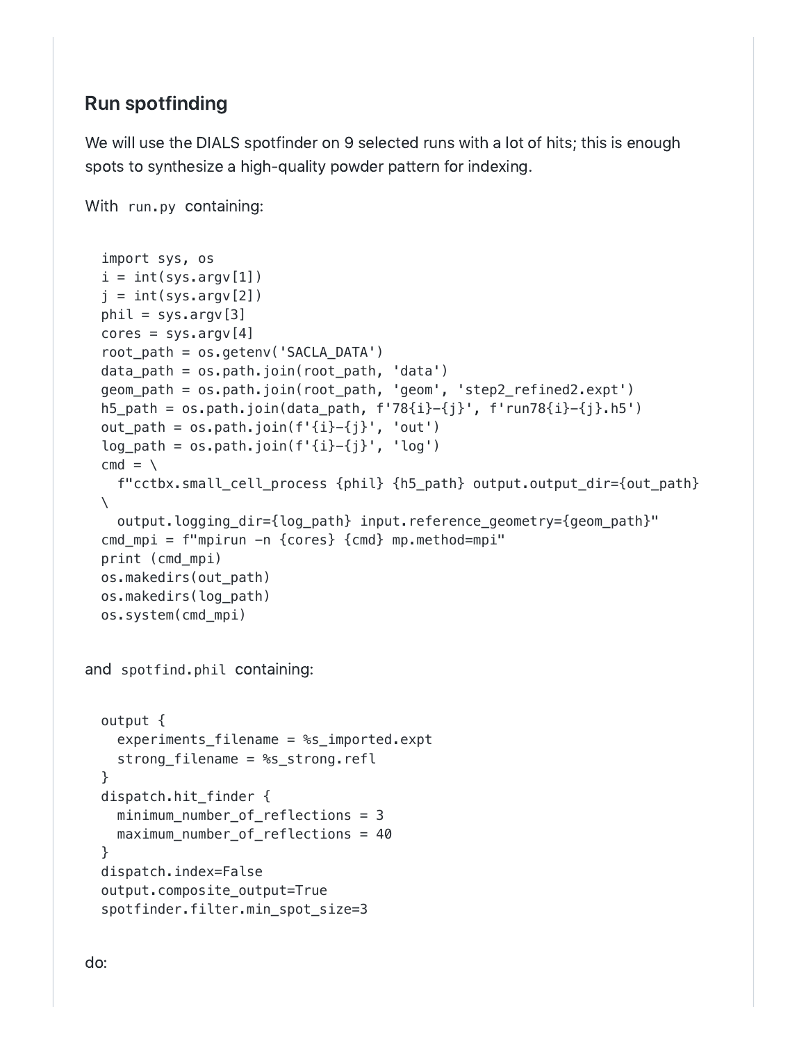## Run spotfinding

We will use the DIALS spotfinder on 9 selected runs with a lot of hits; this is enough spots to synthesize a high-quality powder pattern for indexing.

With `run.py` containing:

```
import sys, os
i = int(sys.argv[1])
j = int(sys.argv[2])
phil = sys.argv[3]
cores = sys.argv[4]
root_path = os.getenv('SACLA_DATA')
data_path = os.path.join(root_path, 'data')
geom_path = os.path.join(root_path, 'geom', 'step2_refined2.expt')
h5_path = os.path.join(data_path, f'78{i}-{j}', f'run78{i}-{j}.h5')
out_path = os.path.join(f'{i}-{j}', 'out')
log_path = os.path.join(f'{i}-{j}', 'log')
cmd = \
  f"cctbx.small_cell_process {phil} {h5_path} output.output_dir={out_path}
\
  output.logging_dir={log_path} input.reference_geometry={geom_path}"
cmd_mpi = f"mpirun -n {cores} {cmd} mp.method=mpi"
print (cmd_mpi)
os.makedirs(out_path)
os.makedirs(log_path)
os.system(cmd_mpi)
```

and `spotfind.phil` containing:

```
output {
  experiments_filename = %s_imported.expt
  strong_filename = %s_strong.refl
}
dispatch.hit_finder {
  minimum_number_of_reflections = 3
  maximum_number_of_reflections = 40
}
dispatch.index=False
output.composite_output=True
spotfinder.filter.min_spot_size=3
```

do: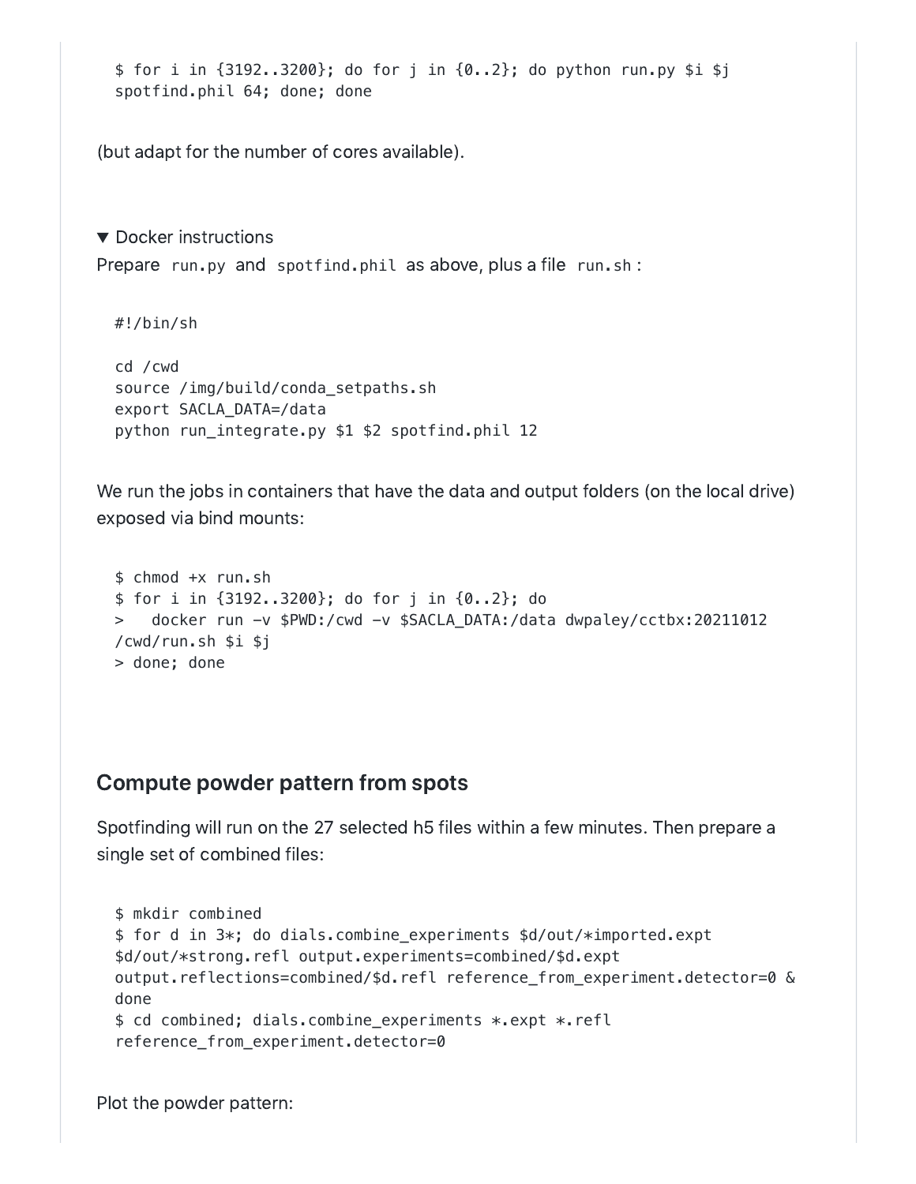```
$ for i in {3192..3200}; do for j in {0..2}; do python run.py $i $j
spotfind.phil 64; done; done
```

(but adapt for the number of cores available).

▼ Docker instructions

Prepare `run.py` and `spotfind.phil` as above, plus a file `run.sh`:

```
#!/bin/sh

cd /cwd
source /img/build/conda_setpaths.sh
export SACLA_DATA=/data
python run_integrate.py $1 $2 spotfind.phil 12
```

We run the jobs in containers that have the data and output folders (on the local drive) exposed via bind mounts:

```
$ chmod +x run.sh
$ for i in {3192..3200}; do for j in {0..2}; do
>   docker run -v $PWD:/cwd -v $SACLA_DATA:/data dwpaley/cctbx:20211012
/cwd/run.sh $i $j
> done; done
```

## Compute powder pattern from spots

Spotfinding will run on the 27 selected h5 files within a few minutes. Then prepare a single set of combined files:

```
$ mkdir combined
$ for d in 3*; do dials.combine_experiments $d/out/*imported.expt
$d/out/*strong.refl output.experiments=combined/$d.expt
output.reflections=combined/$d.refl reference_from_experiment.detector=0 &
done
$ cd combined; dials.combine_experiments *.expt *.refl
reference_from_experiment.detector=0
```

Plot the powder pattern: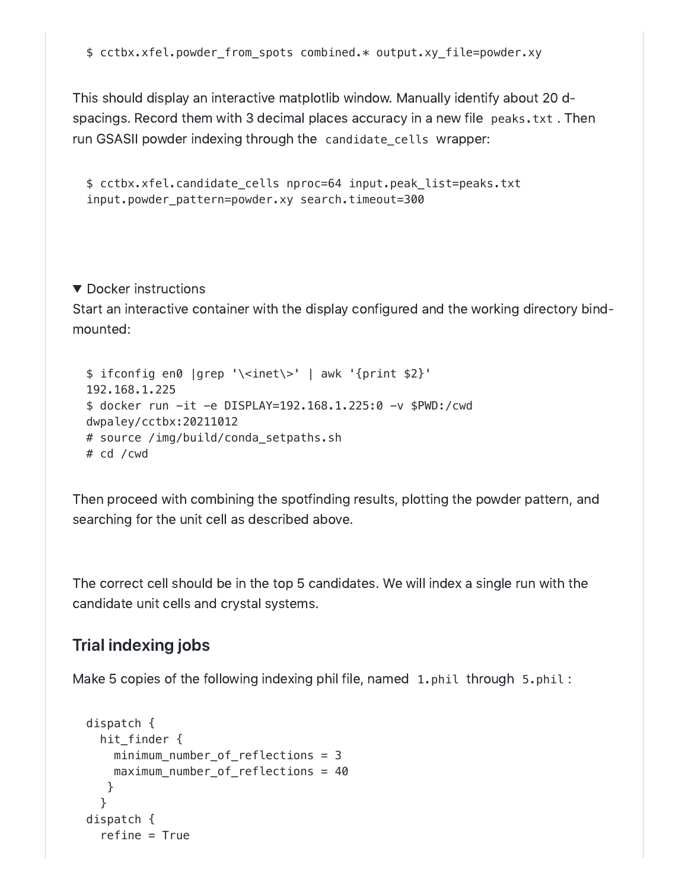```
$ cctbx.xfel.powder_from_spots combined.* output.xy_file=powder.xy
```

This should display an interactive matplotlib window. Manually identify about 20 d-spacings. Record them with 3 decimal places accuracy in a new file `peaks.txt`. Then run GSASII powder indexing through the `candidate_cells` wrapper:

```
$ cctbx.xfel.candidate_cells nproc=64 input.peak_list=peaks.txt
input.powder_pattern=powder.xy search.timeout=300
```

▼ Docker instructions

Start an interactive container with the display configured and the working directory bind-mounted:

```
$ ifconfig en0 |grep '\<inet\>' | awk '{print $2}'
192.168.1.225
$ docker run -it -e DISPLAY=192.168.1.225:0 -v $PWD:/cwd
dwpaley/cctbx:20211012
# source /img/build/conda_setpaths.sh
# cd /cwd
```

Then proceed with combining the spotfinding results, plotting the powder pattern, and searching for the unit cell as described above.

The correct cell should be in the top 5 candidates. We will index a single run with the candidate unit cells and crystal systems.

## Trial indexing jobs

Make 5 copies of the following indexing phil file, named `1.phil` through `5.phil`:

```
dispatch {
  hit_finder {
    minimum_number_of_reflections = 3
    maximum_number_of_reflections = 40
   }
  }
dispatch {
  refine = True
```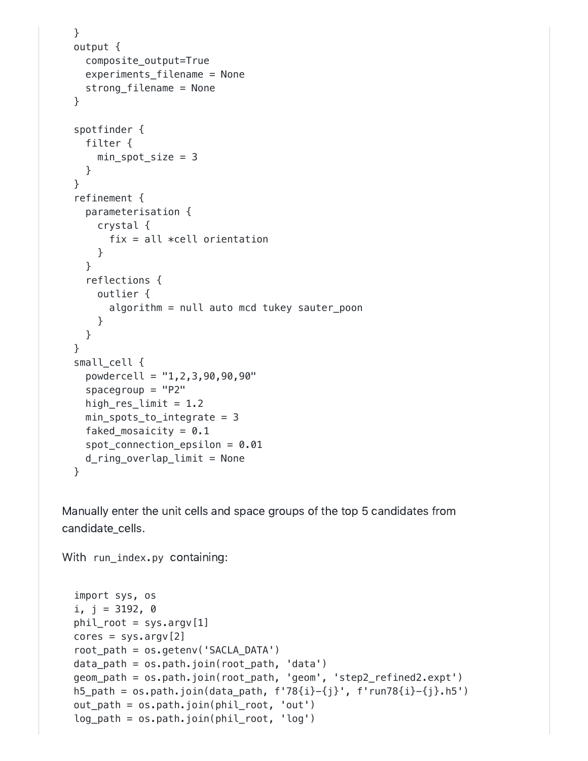```
}
output {
  composite_output=True
  experiments_filename = None
  strong_filename = None
}

spotfinder {
  filter {
    min_spot_size = 3
  }
}
refinement {
  parameterisation {
    crystal {
      fix = all *cell orientation
    }
  }
  reflections {
    outlier {
      algorithm = null auto mcd tukey sauter_poon
    }
  }
}
small_cell {
  powdercell = "1,2,3,90,90,90"
  spacegroup = "P2"
  high_res_limit = 1.2
  min_spots_to_integrate = 3
  faked_mosaicity = 0.1
  spot_connection_epsilon = 0.01
  d_ring_overlap_limit = None
}
```

Manually enter the unit cells and space groups of the top 5 candidates from candidate_cells.

With `run_index.py` containing:

```
import sys, os
i, j = 3192, 0
phil_root = sys.argv[1]
cores = sys.argv[2]
root_path = os.getenv('SACLA_DATA')
data_path = os.path.join(root_path, 'data')
geom_path = os.path.join(root_path, 'geom', 'step2_refined2.expt')
h5_path = os.path.join(data_path, f'78{i}-{j}', f'run78{i}-{j}.h5')
out_path = os.path.join(phil_root, 'out')
log_path = os.path.join(phil_root, 'log')
```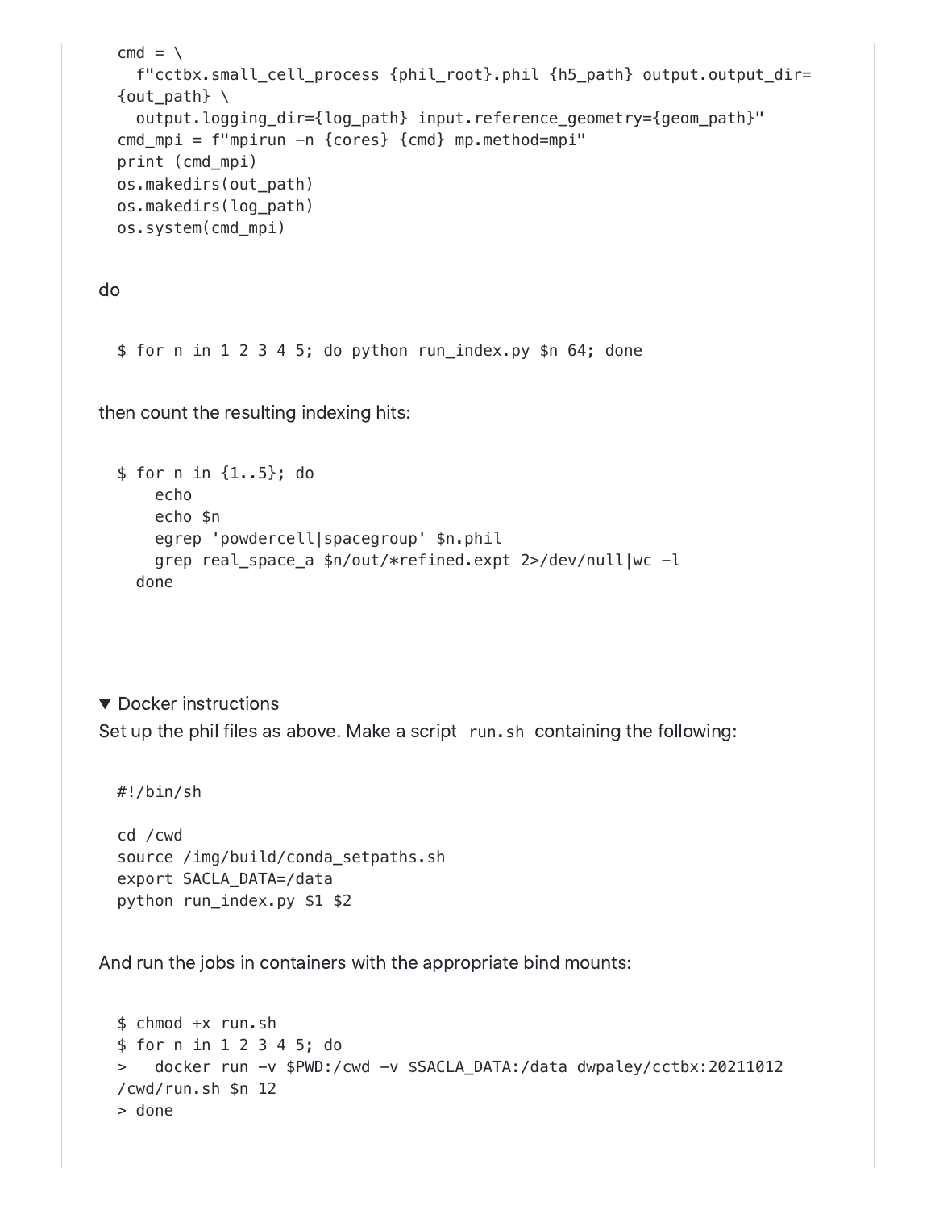```
cmd = \
  f"cctbx.small_cell_process {phil_root}.phil {h5_path} output.output_dir={out_path} \
  output.logging_dir={log_path} input.reference_geometry={geom_path}"
cmd_mpi = f"mpirun -n {cores} {cmd} mp.method=mpi"
print (cmd_mpi)
os.makedirs(out_path)
os.makedirs(log_path)
os.system(cmd_mpi)
```

do

```
$ for n in 1 2 3 4 5; do python run_index.py $n 64; done
```

then count the resulting indexing hits:

```
$ for n in {1..5}; do
    echo
    echo $n
    egrep 'powdercell|spacegroup' $n.phil
    grep real_space_a $n/out/*refined.expt 2>/dev/null|wc -l
  done
```

▼ Docker instructions

Set up the phil files as above. Make a script `run.sh` containing the following:

```
#!/bin/sh

cd /cwd
source /img/build/conda_setpaths.sh
export SACLA_DATA=/data
python run_index.py $1 $2
```

And run the jobs in containers with the appropriate bind mounts:

```
$ chmod +x run.sh
$ for n in 1 2 3 4 5; do
>   docker run -v $PWD:/cwd -v $SACLA_DATA:/data dwpaley/cctbx:20211012 /cwd/run.sh $n 12
> done
```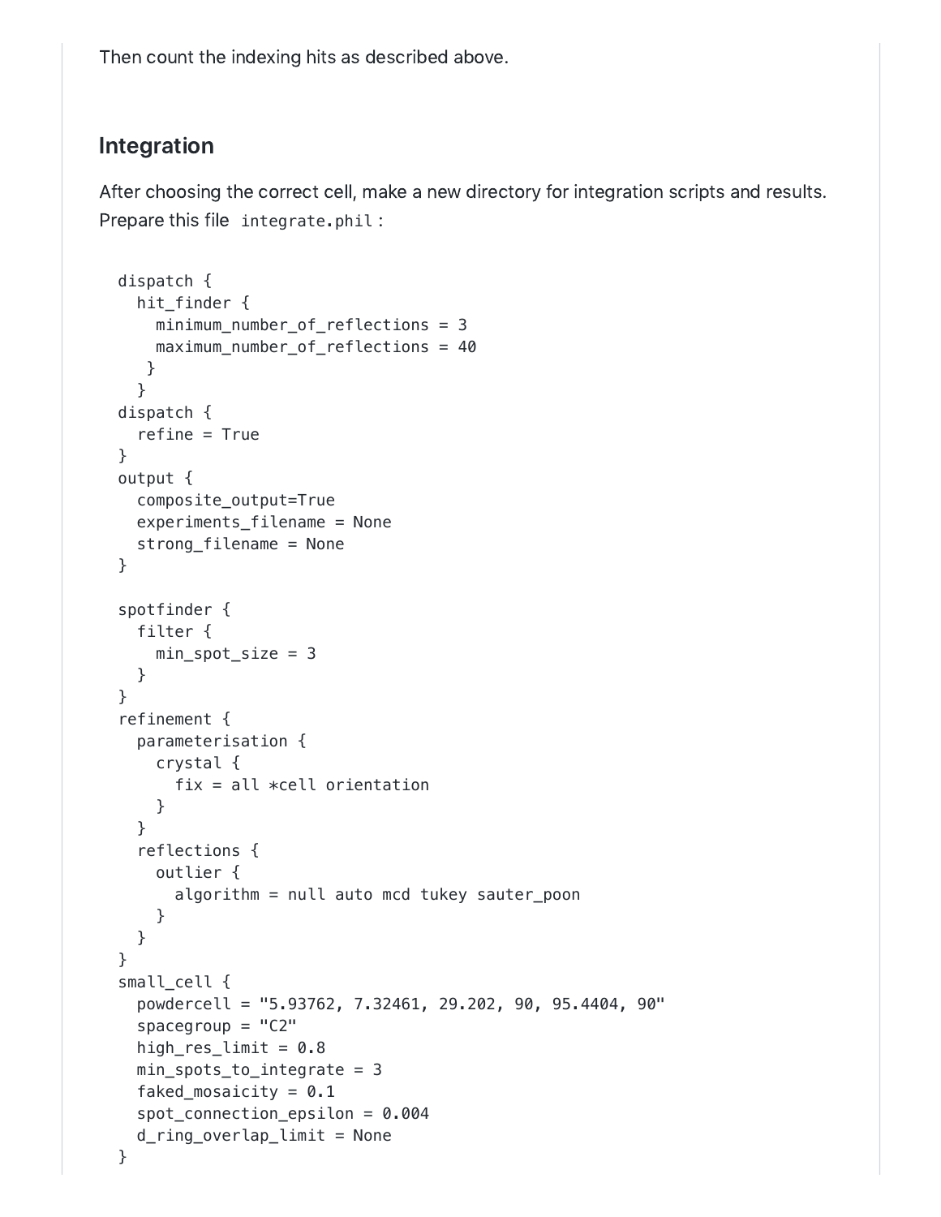Then count the indexing hits as described above.

## Integration

After choosing the correct cell, make a new directory for integration scripts and results. Prepare this file `integrate.phil`:

```
dispatch {
  hit_finder {
    minimum_number_of_reflections = 3
    maximum_number_of_reflections = 40
   }
  }
dispatch {
  refine = True
}
output {
  composite_output=True
  experiments_filename = None
  strong_filename = None
}

spotfinder {
  filter {
    min_spot_size = 3
  }
}
refinement {
  parameterisation {
    crystal {
      fix = all *cell orientation
    }
  }
  reflections {
    outlier {
      algorithm = null auto mcd tukey sauter_poon
    }
  }
}
small_cell {
  powdercell = "5.93762, 7.32461, 29.202, 90, 95.4404, 90"
  spacegroup = "C2"
  high_res_limit = 0.8
  min_spots_to_integrate = 3
  faked_mosaicity = 0.1
  spot_connection_epsilon = 0.004
  d_ring_overlap_limit = None
}
```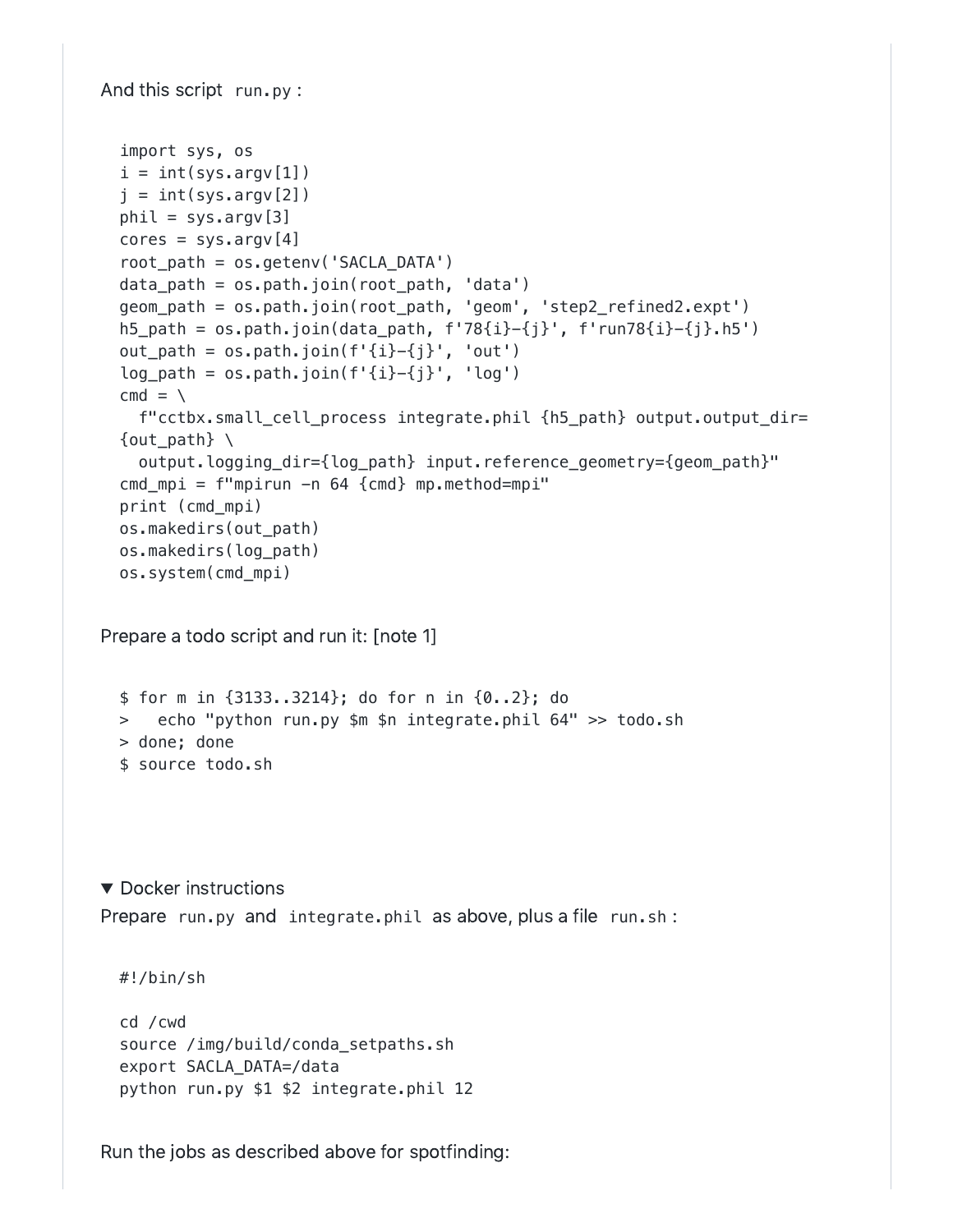And this script `run.py`:

```
import sys, os
i = int(sys.argv[1])
j = int(sys.argv[2])
phil = sys.argv[3]
cores = sys.argv[4]
root_path = os.getenv('SACLA_DATA')
data_path = os.path.join(root_path, 'data')
geom_path = os.path.join(root_path, 'geom', 'step2_refined2.expt')
h5_path = os.path.join(data_path, f'78{i}-{j}', f'run78{i}-{j}.h5')
out_path = os.path.join(f'{i}-{j}', 'out')
log_path = os.path.join(f'{i}-{j}', 'log')
cmd = \
  f"cctbx.small_cell_process integrate.phil {h5_path} output.output_dir=
{out_path} \
  output.logging_dir={log_path} input.reference_geometry={geom_path}"
cmd_mpi = f"mpirun -n 64 {cmd} mp.method=mpi"
print (cmd_mpi)
os.makedirs(out_path)
os.makedirs(log_path)
os.system(cmd_mpi)
```

Prepare a todo script and run it: [note 1]

```
$ for m in {3133..3214}; do for n in {0..2}; do
>   echo "python run.py $m $n integrate.phil 64" >> todo.sh
> done; done
$ source todo.sh
```

▼ Docker instructions

Prepare `run.py` and `integrate.phil` as above, plus a file `run.sh`:

```
#!/bin/sh

cd /cwd
source /img/build/conda_setpaths.sh
export SACLA_DATA=/data
python run.py $1 $2 integrate.phil 12
```

Run the jobs as described above for spotfinding: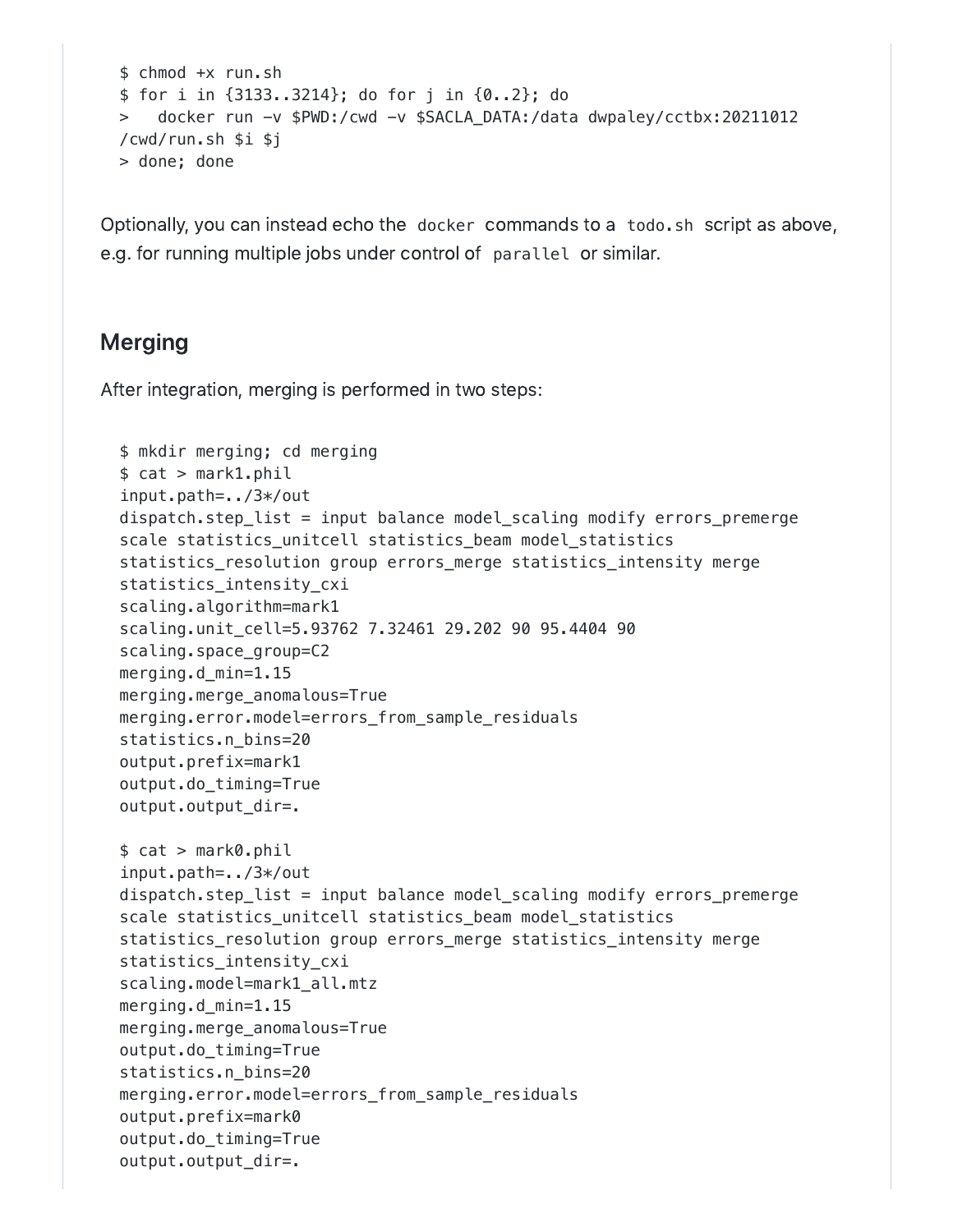```
$ chmod +x run.sh
$ for i in {3133..3214}; do for j in {0..2}; do
>   docker run -v $PWD:/cwd -v $SACLA_DATA:/data dwpaley/cctbx:20211012
/cwd/run.sh $i $j
> done; done
```

Optionally, you can instead echo the `docker` commands to a `todo.sh` script as above, e.g. for running multiple jobs under control of `parallel` or similar.

## Merging

After integration, merging is performed in two steps:

```
$ mkdir merging; cd merging
$ cat > mark1.phil
input.path=../3*/out
dispatch.step_list = input balance model_scaling modify errors_premerge
scale statistics_unitcell statistics_beam model_statistics
statistics_resolution group errors_merge statistics_intensity merge
statistics_intensity_cxi
scaling.algorithm=mark1
scaling.unit_cell=5.93762 7.32461 29.202 90 95.4404 90
scaling.space_group=C2
merging.d_min=1.15
merging.merge_anomalous=True
merging.error.model=errors_from_sample_residuals
statistics.n_bins=20
output.prefix=mark1
output.do_timing=True
output.output_dir=.

$ cat > mark0.phil
input.path=../3*/out
dispatch.step_list = input balance model_scaling modify errors_premerge
scale statistics_unitcell statistics_beam model_statistics
statistics_resolution group errors_merge statistics_intensity merge
statistics_intensity_cxi
scaling.model=mark1_all.mtz
merging.d_min=1.15
merging.merge_anomalous=True
output.do_timing=True
statistics.n_bins=20
merging.error.model=errors_from_sample_residuals
output.prefix=mark0
output.do_timing=True
output.output_dir=.
```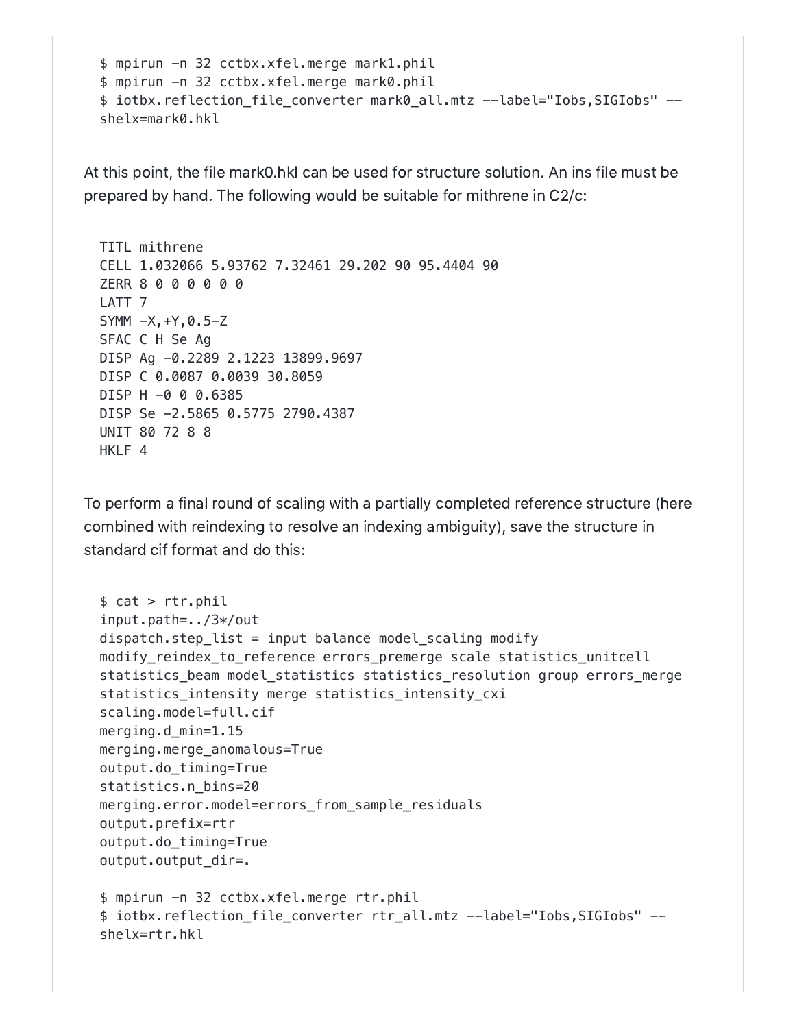```
$ mpirun -n 32 cctbx.xfel.merge mark1.phil
$ mpirun -n 32 cctbx.xfel.merge mark0.phil
$ iotbx.reflection_file_converter mark0_all.mtz --label="Iobs,SIGIobs" --
shelx=mark0.hkl
```

At this point, the file mark0.hkl can be used for structure solution. An ins file must be prepared by hand. The following would be suitable for mithrene in C2/c:

```
TITL mithrene
CELL 1.032066 5.93762 7.32461 29.202 90 95.4404 90
ZERR 8 0 0 0 0 0 0
LATT 7
SYMM -X,+Y,0.5-Z
SFAC C H Se Ag
DISP Ag -0.2289 2.1223 13899.9697
DISP C 0.0087 0.0039 30.8059
DISP H -0 0 0.6385
DISP Se -2.5865 0.5775 2790.4387
UNIT 80 72 8 8
HKLF 4
```

To perform a final round of scaling with a partially completed reference structure (here combined with reindexing to resolve an indexing ambiguity), save the structure in standard cif format and do this:

```
$ cat > rtr.phil
input.path=../3*/out
dispatch.step_list = input balance model_scaling modify
modify_reindex_to_reference errors_premerge scale statistics_unitcell
statistics_beam model_statistics statistics_resolution group errors_merge
statistics_intensity merge statistics_intensity_cxi
scaling.model=full.cif
merging.d_min=1.15
merging.merge_anomalous=True
output.do_timing=True
statistics.n_bins=20
merging.error.model=errors_from_sample_residuals
output.prefix=rtr
output.do_timing=True
output.output_dir=.

$ mpirun -n 32 cctbx.xfel.merge rtr.phil
$ iotbx.reflection_file_converter rtr_all.mtz --label="Iobs,SIGIobs" --
shelx=rtr.hkl
```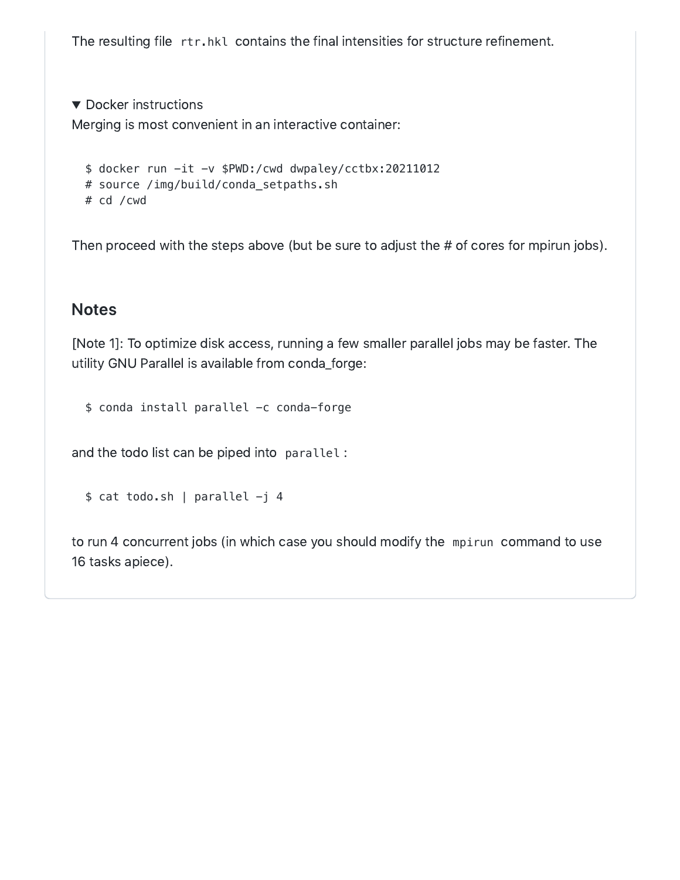The resulting file `rtr.hkl` contains the final intensities for structure refinement.

▼ Docker instructions

Merging is most convenient in an interactive container:

```
$ docker run -it -v $PWD:/cwd dwpaley/cctbx:20211012
# source /img/build/conda_setpaths.sh
# cd /cwd
```

Then proceed with the steps above (but be sure to adjust the # of cores for mpirun jobs).

## Notes

[Note 1]: To optimize disk access, running a few smaller parallel jobs may be faster. The utility GNU Parallel is available from conda_forge:

```
$ conda install parallel -c conda-forge
```

and the todo list can be piped into `parallel`:

```
$ cat todo.sh | parallel -j 4
```

to run 4 concurrent jobs (in which case you should modify the `mpirun` command to use 16 tasks apiece).